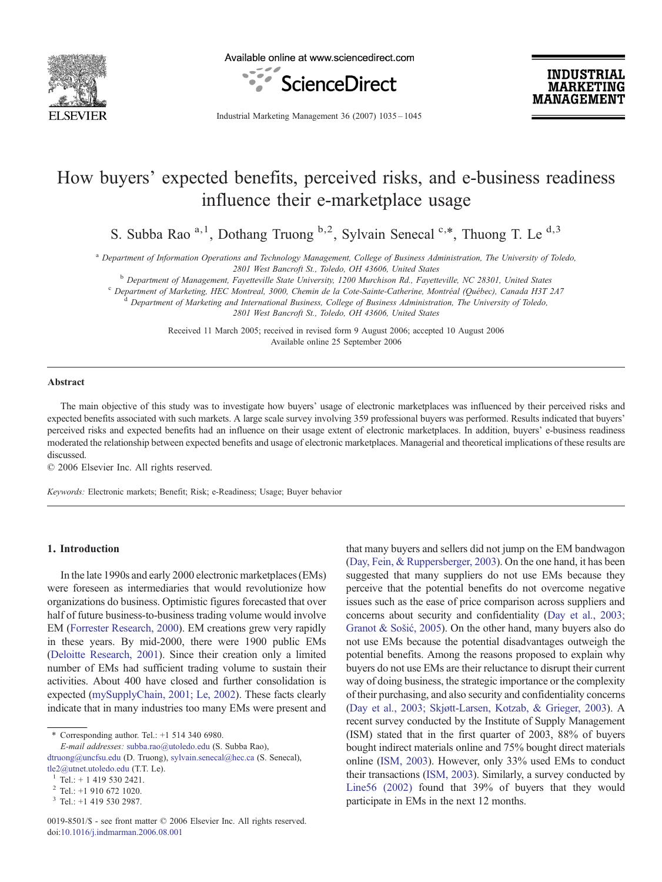# How buyers' expected benefits, perceived risks, and e-business readiness influence their e-marketplace usage

S. Subba Rao [a,1], Dothang Truong [b,2], Sylvain Senecal [c,*], Thuong T. Le [d,3]

[a] Department of Information Operations and Technology Management, College of Business Administration, The University of Toledo, 2801 West Bancroft St., Toledo, OH 43606, United States

[b] Department of Management, Fayetteville State University, 1200 Murchison Rd., Fayetteville, NC 28301, United States

[c] Department of Marketing, HEC Montreal, 3000, Chemin de la Cote-Sainte-Catherine, Montréal (Québec), Canada H3T 2A7

[d] Department of Marketing and International Business, College of Business Administration, The University of Toledo, 2801 West Bancroft St., Toledo, OH 43606, United States

Received 11 March 2005; received in revised form 9 August 2006; accepted 10 August 2006
Available online 25 September 2006

## Abstract

The main objective of this study was to investigate how buyers' usage of electronic marketplaces was influenced by their perceived risks and expected benefits associated with such markets. A large scale survey involving 359 professional buyers was performed. Results indicated that buyers' perceived risks and expected benefits had an influence on their usage extent of electronic marketplaces. In addition, buyers' e-business readiness moderated the relationship between expected benefits and usage of electronic marketplaces. Managerial and theoretical implications of these results are discussed.

© 2006 Elsevier Inc. All rights reserved.

*Keywords:* Electronic markets; Benefit; Risk; e-Readiness; Usage; Buyer behavior

## 1. Introduction

In the late 1990s and early 2000 electronic marketplaces (EMs) were foreseen as intermediaries that would revolutionize how organizations do business. Optimistic figures forecasted that over half of future business-to-business trading volume would involve EM (Forrester Research, 2000). EM creations grew very rapidly in these years. By mid-2000, there were 1900 public EMs (Deloitte Research, 2001). Since their creation only a limited number of EMs had sufficient trading volume to sustain their activities. About 400 have closed and further consolidation is expected (mySupplyChain, 2001; Le, 2002). These facts clearly indicate that in many industries too many EMs were present and that many buyers and sellers did not jump on the EM bandwagon (Day, Fein, & Ruppersberger, 2003). On the one hand, it has been suggested that many suppliers do not use EMs because they perceive that the potential benefits do not overcome negative issues such as the ease of price comparison across suppliers and concerns about security and confidentiality (Day et al., 2003; Granot & Sošić, 2005). On the other hand, many buyers also do not use EMs because the potential disadvantages outweigh the potential benefits. Among the reasons proposed to explain why buyers do not use EMs are their reluctance to disrupt their current way of doing business, the strategic importance or the complexity of their purchasing, and also security and confidentiality concerns (Day et al., 2003; Skjøtt-Larsen, Kotzab, & Grieger, 2003). A recent survey conducted by the Institute of Supply Management (ISM) stated that in the first quarter of 2003, 88% of buyers bought indirect materials online and 75% bought direct materials online (ISM, 2003). However, only 33% used EMs to conduct their transactions (ISM, 2003). Similarly, a survey conducted by Line56 (2002) found that 39% of buyers that they would participate in EMs in the next 12 months.

\* Corresponding author. Tel.: +1 514 340 6980.
*E-mail addresses:* subba.rao@utoledo.edu (S. Subba Rao), dtruong@uncfsu.edu (D. Truong), sylvain.senecal@hec.ca (S. Senecal), tle2@utnet.utoledo.edu (T.T. Le).

[1] Tel.: + 1 419 530 2421.

[2] Tel.: +1 910 672 1020.

[3] Tel.: +1 419 530 2987.

0019-8501/$ - see front matter © 2006 Elsevier Inc. All rights reserved.
doi:10.1016/j.indmarman.2006.08.001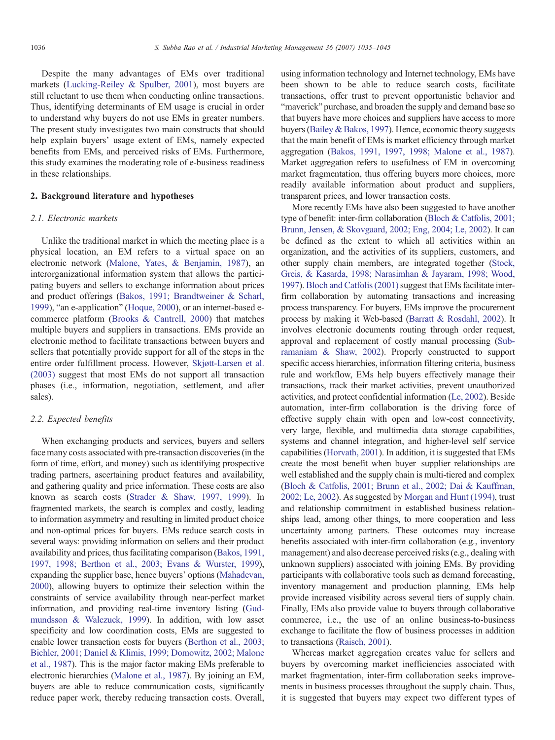Despite the many advantages of EMs over traditional markets (Lucking-Reiley & Spulber, 2001), most buyers are still reluctant to use them when conducting online transactions. Thus, identifying determinants of EM usage is crucial in order to understand why buyers do not use EMs in greater numbers. The present study investigates two main constructs that should help explain buyers' usage extent of EMs, namely expected benefits from EMs, and perceived risks of EMs. Furthermore, this study examines the moderating role of e-business readiness in these relationships.

## 2. Background literature and hypotheses

### 2.1. Electronic markets

Unlike the traditional market in which the meeting place is a physical location, an EM refers to a virtual space on an electronic network (Malone, Yates, & Benjamin, 1987), an interorganizational information system that allows the participating buyers and sellers to exchange information about prices and product offerings (Bakos, 1991; Brandtweiner & Scharl, 1999), "an e-application" (Hoque, 2000), or an internet-based e-commerce platform (Brooks & Cantrell, 2000) that matches multiple buyers and suppliers in transactions. EMs provide an electronic method to facilitate transactions between buyers and sellers that potentially provide support for all of the steps in the entire order fulfillment process. However, Skjøtt-Larsen et al. (2003) suggest that most EMs do not support all transaction phases (i.e., information, negotiation, settlement, and after sales).

### 2.2. Expected benefits

When exchanging products and services, buyers and sellers face many costs associated with pre-transaction discoveries (in the form of time, effort, and money) such as identifying prospective trading partners, ascertaining product features and availability, and gathering quality and price information. These costs are also known as search costs (Strader & Shaw, 1997, 1999). In fragmented markets, the search is complex and costly, leading to information asymmetry and resulting in limited product choice and non-optimal prices for buyers. EMs reduce search costs in several ways: providing information on sellers and their product availability and prices, thus facilitating comparison (Bakos, 1991, 1997, 1998; Berthon et al., 2003; Evans & Wurster, 1999), expanding the supplier base, hence buyers' options (Mahadevan, 2000), allowing buyers to optimize their selection within the constraints of service availability through near-perfect market information, and providing real-time inventory listing (Gudmundsson & Walczuck, 1999). In addition, with low asset specificity and low coordination costs, EMs are suggested to enable lower transaction costs for buyers (Berthon et al., 2003; Bichler, 2001; Daniel & Klimis, 1999; Domowitz, 2002; Malone et al., 1987). This is the major factor making EMs preferable to electronic hierarchies (Malone et al., 1987). By joining an EM, buyers are able to reduce communication costs, significantly reduce paper work, thereby reducing transaction costs. Overall, using information technology and Internet technology, EMs have been shown to be able to reduce search costs, facilitate transactions, offer trust to prevent opportunistic behavior and "maverick" purchase, and broaden the supply and demand base so that buyers have more choices and suppliers have access to more buyers (Bailey & Bakos, 1997). Hence, economic theory suggests that the main benefit of EMs is market efficiency through market aggregation (Bakos, 1991, 1997, 1998; Malone et al., 1987). Market aggregation refers to usefulness of EM in overcoming market fragmentation, thus offering buyers more choices, more readily available information about product and suppliers, transparent prices, and lower transaction costs.

More recently EMs have also been suggested to have another type of benefit: inter-firm collaboration (Bloch & Catfolis, 2001; Brunn, Jensen, & Skovgaard, 2002; Eng, 2004; Le, 2002). It can be defined as the extent to which all activities within an organization, and the activities of its suppliers, customers, and other supply chain members, are integrated together (Stock, Greis, & Kasarda, 1998; Narasimhan & Jayaram, 1998; Wood, 1997). Bloch and Catfolis (2001) suggest that EMs facilitate inter-firm collaboration by automating transactions and increasing process transparency. For buyers, EMs improve the procurement process by making it Web-based (Barratt & Rosdahl, 2002). It involves electronic documents routing through order request, approval and replacement of costly manual processing (Subramaniam & Shaw, 2002). Properly constructed to support specific access hierarchies, information filtering criteria, business rule and workflow, EMs help buyers effectively manage their transactions, track their market activities, prevent unauthorized activities, and protect confidential information (Le, 2002). Beside automation, inter-firm collaboration is the driving force of effective supply chain with open and low-cost connectivity, very large, flexible, and multimedia data storage capabilities, systems and channel integration, and higher-level self service capabilities (Horvath, 2001). In addition, it is suggested that EMs create the most benefit when buyer–supplier relationships are well established and the supply chain is multi-tiered and complex (Bloch & Catfolis, 2001; Brunn et al., 2002; Dai & Kauffman, 2002; Le, 2002). As suggested by Morgan and Hunt (1994), trust and relationship commitment in established business relationships lead, among other things, to more cooperation and less uncertainty among partners. These outcomes may increase benefits associated with inter-firm collaboration (e.g., inventory management) and also decrease perceived risks (e.g., dealing with unknown suppliers) associated with joining EMs. By providing participants with collaborative tools such as demand forecasting, inventory management and production planning, EMs help provide increased visibility across several tiers of supply chain. Finally, EMs also provide value to buyers through collaborative commerce, i.e., the use of an online business-to-business exchange to facilitate the flow of business processes in addition to transactions (Raisch, 2001).

Whereas market aggregation creates value for sellers and buyers by overcoming market inefficiencies associated with market fragmentation, inter-firm collaboration seeks improvements in business processes throughout the supply chain. Thus, it is suggested that buyers may expect two different types of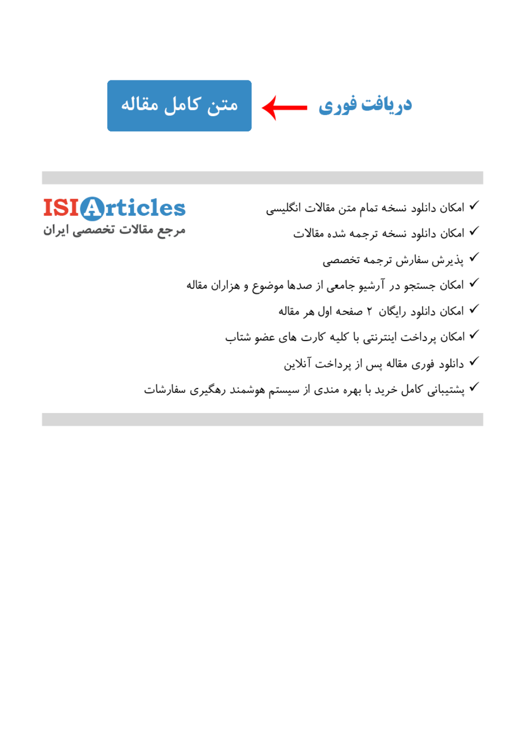دریافت فوری ← **متن کامل مقاله**

**ISIArticles**
مرجع مقالات تخصصی ایران

- ✓ امکان دانلود نسخه تمام متن مقالات انگلیسی
- ✓ امکان دانلود نسخه ترجمه شده مقالات
- ✓ پذیرش سفارش ترجمه تخصصی
- ✓ امکان جستجو در آرشیو جامعی از صدها موضوع و هزاران مقاله
- ✓ امکان دانلود رایگان ۲ صفحه اول هر مقاله
- ✓ امکان پرداخت اینترنتی با کلیه کارت های عضو شتاب
- ✓ دانلود فوری مقاله پس از پرداخت آنلاین
- ✓ پشتیبانی کامل خرید با بهره مندی از سیستم هوشمند رهگیری سفارشات